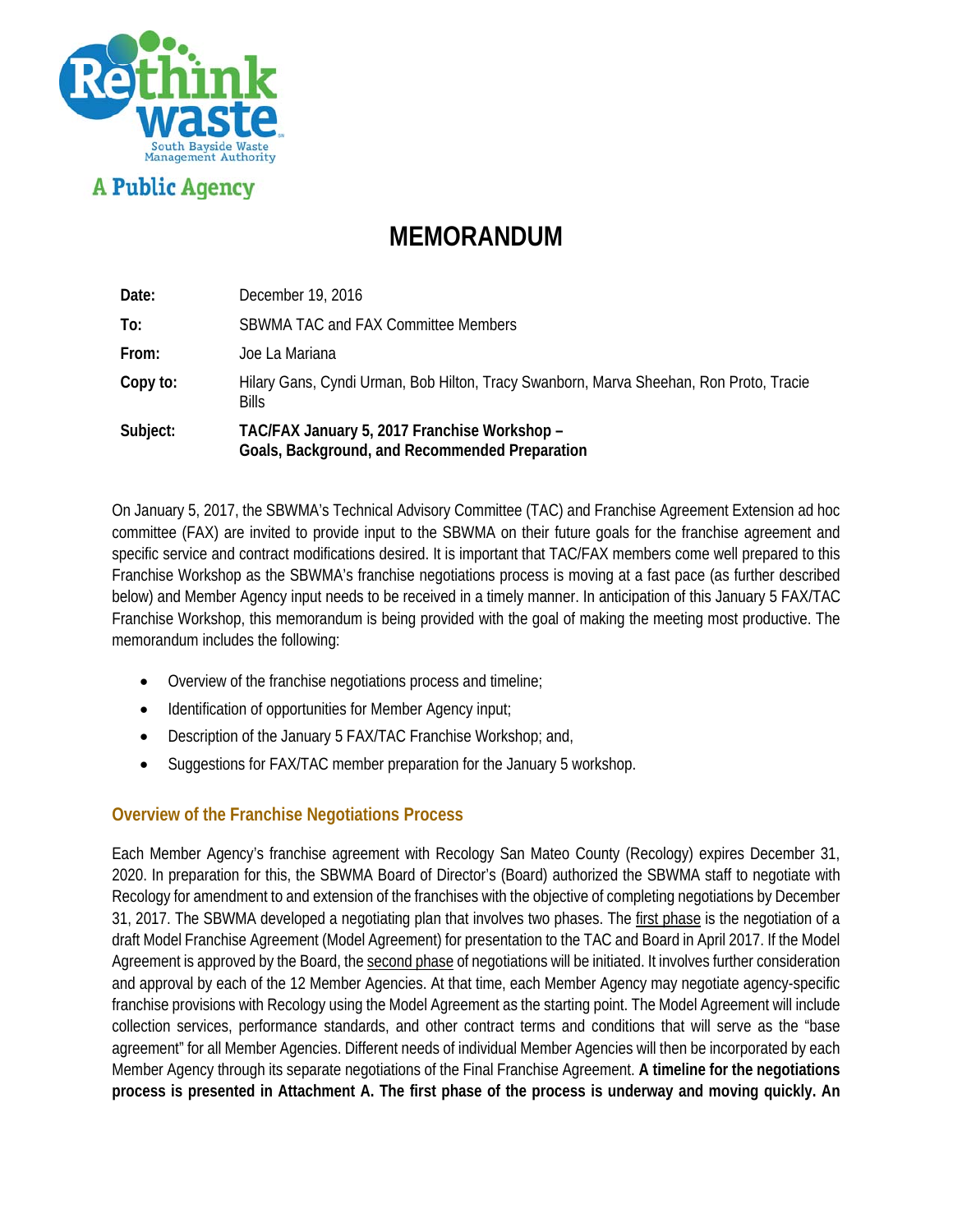Rethink waste
South Bayside Waste Management Authority

A Public Agency

# MEMORANDUM

| | |
|---|---|
| **Date:** | December 19, 2016 |
| **To:** | SBWMA TAC and FAX Committee Members |
| **From:** | Joe La Mariana |
| **Copy to:** | Hilary Gans, Cyndi Urman, Bob Hilton, Tracy Swanborn, Marva Sheehan, Ron Proto, Tracie Bills |
| **Subject:** | **TAC/FAX January 5, 2017 Franchise Workshop – Goals, Background, and Recommended Preparation** |

On January 5, 2017, the SBWMA's Technical Advisory Committee (TAC) and Franchise Agreement Extension ad hoc committee (FAX) are invited to provide input to the SBWMA on their future goals for the franchise agreement and specific service and contract modifications desired. It is important that TAC/FAX members come well prepared to this Franchise Workshop as the SBWMA's franchise negotiations process is moving at a fast pace (as further described below) and Member Agency input needs to be received in a timely manner. In anticipation of this January 5 FAX/TAC Franchise Workshop, this memorandum is being provided with the goal of making the meeting most productive. The memorandum includes the following:

- Overview of the franchise negotiations process and timeline;
- Identification of opportunities for Member Agency input;
- Description of the January 5 FAX/TAC Franchise Workshop; and,
- Suggestions for FAX/TAC member preparation for the January 5 workshop.

## Overview of the Franchise Negotiations Process

Each Member Agency's franchise agreement with Recology San Mateo County (Recology) expires December 31, 2020. In preparation for this, the SBWMA Board of Director's (Board) authorized the SBWMA staff to negotiate with Recology for amendment to and extension of the franchises with the objective of completing negotiations by December 31, 2017. The SBWMA developed a negotiating plan that involves two phases. The first phase is the negotiation of a draft Model Franchise Agreement (Model Agreement) for presentation to the TAC and Board in April 2017. If the Model Agreement is approved by the Board, the second phase of negotiations will be initiated. It involves further consideration and approval by each of the 12 Member Agencies. At that time, each Member Agency may negotiate agency-specific franchise provisions with Recology using the Model Agreement as the starting point. The Model Agreement will include collection services, performance standards, and other contract terms and conditions that will serve as the "base agreement" for all Member Agencies. Different needs of individual Member Agencies will then be incorporated by each Member Agency through its separate negotiations of the Final Franchise Agreement. **A timeline for the negotiations process is presented in Attachment A. The first phase of the process is underway and moving quickly. An**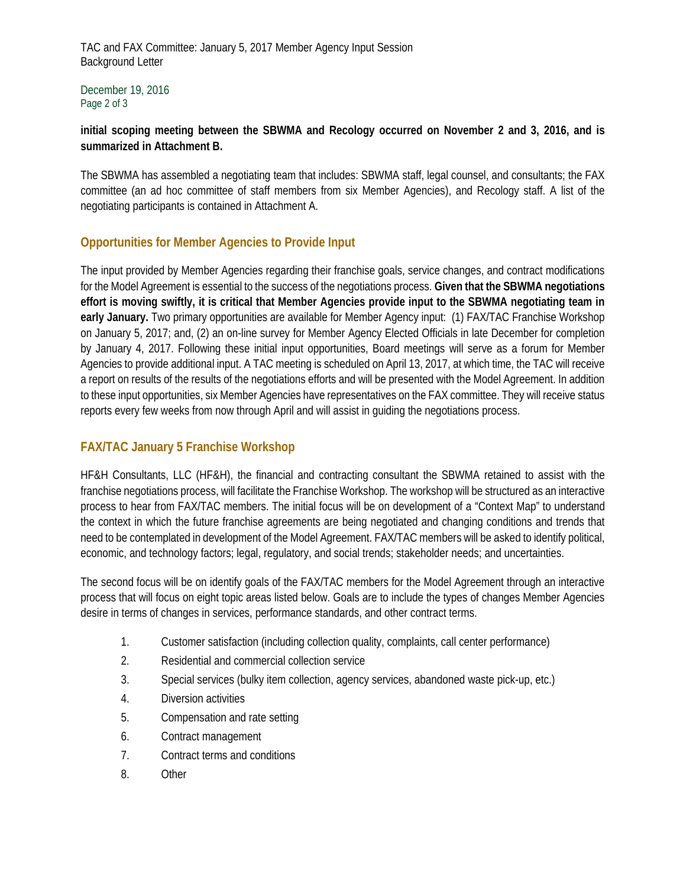**initial scoping meeting between the SBWMA and Recology occurred on November 2 and 3, 2016, and is summarized in Attachment B.**

The SBWMA has assembled a negotiating team that includes: SBWMA staff, legal counsel, and consultants; the FAX committee (an ad hoc committee of staff members from six Member Agencies), and Recology staff. A list of the negotiating participants is contained in Attachment A.

## Opportunities for Member Agencies to Provide Input

The input provided by Member Agencies regarding their franchise goals, service changes, and contract modifications for the Model Agreement is essential to the success of the negotiations process. **Given that the SBWMA negotiations effort is moving swiftly, it is critical that Member Agencies provide input to the SBWMA negotiating team in early January.** Two primary opportunities are available for Member Agency input: (1) FAX/TAC Franchise Workshop on January 5, 2017; and, (2) an on-line survey for Member Agency Elected Officials in late December for completion by January 4, 2017. Following these initial input opportunities, Board meetings will serve as a forum for Member Agencies to provide additional input. A TAC meeting is scheduled on April 13, 2017, at which time, the TAC will receive a report on results of the results of the negotiations efforts and will be presented with the Model Agreement. In addition to these input opportunities, six Member Agencies have representatives on the FAX committee. They will receive status reports every few weeks from now through April and will assist in guiding the negotiations process.

## FAX/TAC January 5 Franchise Workshop

HF&H Consultants, LLC (HF&H), the financial and contracting consultant the SBWMA retained to assist with the franchise negotiations process, will facilitate the Franchise Workshop. The workshop will be structured as an interactive process to hear from FAX/TAC members. The initial focus will be on development of a "Context Map" to understand the context in which the future franchise agreements are being negotiated and changing conditions and trends that need to be contemplated in development of the Model Agreement. FAX/TAC members will be asked to identify political, economic, and technology factors; legal, regulatory, and social trends; stakeholder needs; and uncertainties.

The second focus will be on identify goals of the FAX/TAC members for the Model Agreement through an interactive process that will focus on eight topic areas listed below. Goals are to include the types of changes Member Agencies desire in terms of changes in services, performance standards, and other contract terms.

1. Customer satisfaction (including collection quality, complaints, call center performance)
2. Residential and commercial collection service
3. Special services (bulky item collection, agency services, abandoned waste pick-up, etc.)
4. Diversion activities
5. Compensation and rate setting
6. Contract management
7. Contract terms and conditions
8. Other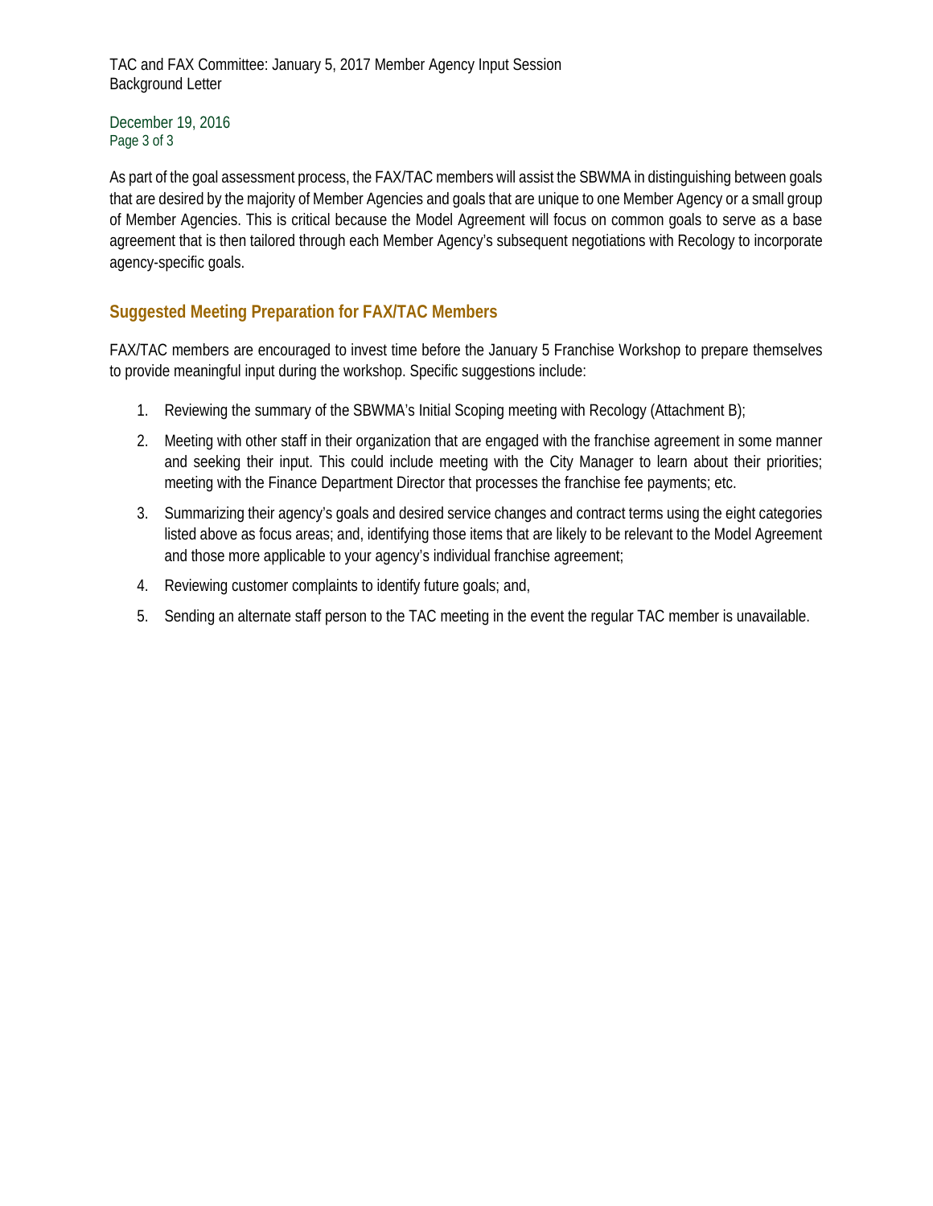As part of the goal assessment process, the FAX/TAC members will assist the SBWMA in distinguishing between goals that are desired by the majority of Member Agencies and goals that are unique to one Member Agency or a small group of Member Agencies. This is critical because the Model Agreement will focus on common goals to serve as a base agreement that is then tailored through each Member Agency's subsequent negotiations with Recology to incorporate agency-specific goals.

## Suggested Meeting Preparation for FAX/TAC Members

FAX/TAC members are encouraged to invest time before the January 5 Franchise Workshop to prepare themselves to provide meaningful input during the workshop. Specific suggestions include:

1. Reviewing the summary of the SBWMA's Initial Scoping meeting with Recology (Attachment B);
2. Meeting with other staff in their organization that are engaged with the franchise agreement in some manner and seeking their input. This could include meeting with the City Manager to learn about their priorities; meeting with the Finance Department Director that processes the franchise fee payments; etc.
3. Summarizing their agency's goals and desired service changes and contract terms using the eight categories listed above as focus areas; and, identifying those items that are likely to be relevant to the Model Agreement and those more applicable to your agency's individual franchise agreement;
4. Reviewing customer complaints to identify future goals; and,
5. Sending an alternate staff person to the TAC meeting in the event the regular TAC member is unavailable.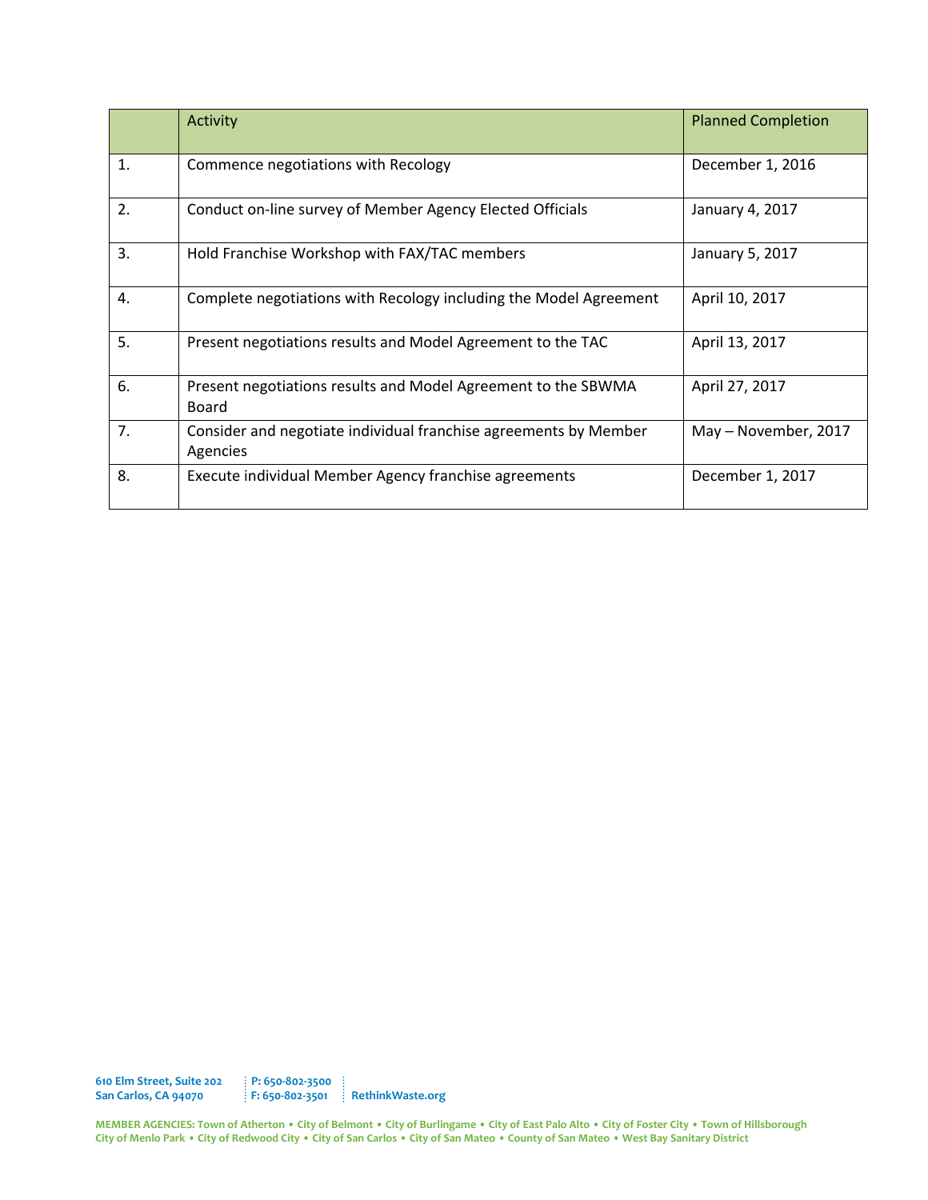| | Activity | Planned Completion |
|---|---|---|
| 1. | Commence negotiations with Recology | December 1, 2016 |
| 2. | Conduct on-line survey of Member Agency Elected Officials | January 4, 2017 |
| 3. | Hold Franchise Workshop with FAX/TAC members | January 5, 2017 |
| 4. | Complete negotiations with Recology including the Model Agreement | April 10, 2017 |
| 5. | Present negotiations results and Model Agreement to the TAC | April 13, 2017 |
| 6. | Present negotiations results and Model Agreement to the SBWMA Board | April 27, 2017 |
| 7. | Consider and negotiate individual franchise agreements by Member Agencies | May – November, 2017 |
| 8. | Execute individual Member Agency franchise agreements | December 1, 2017 |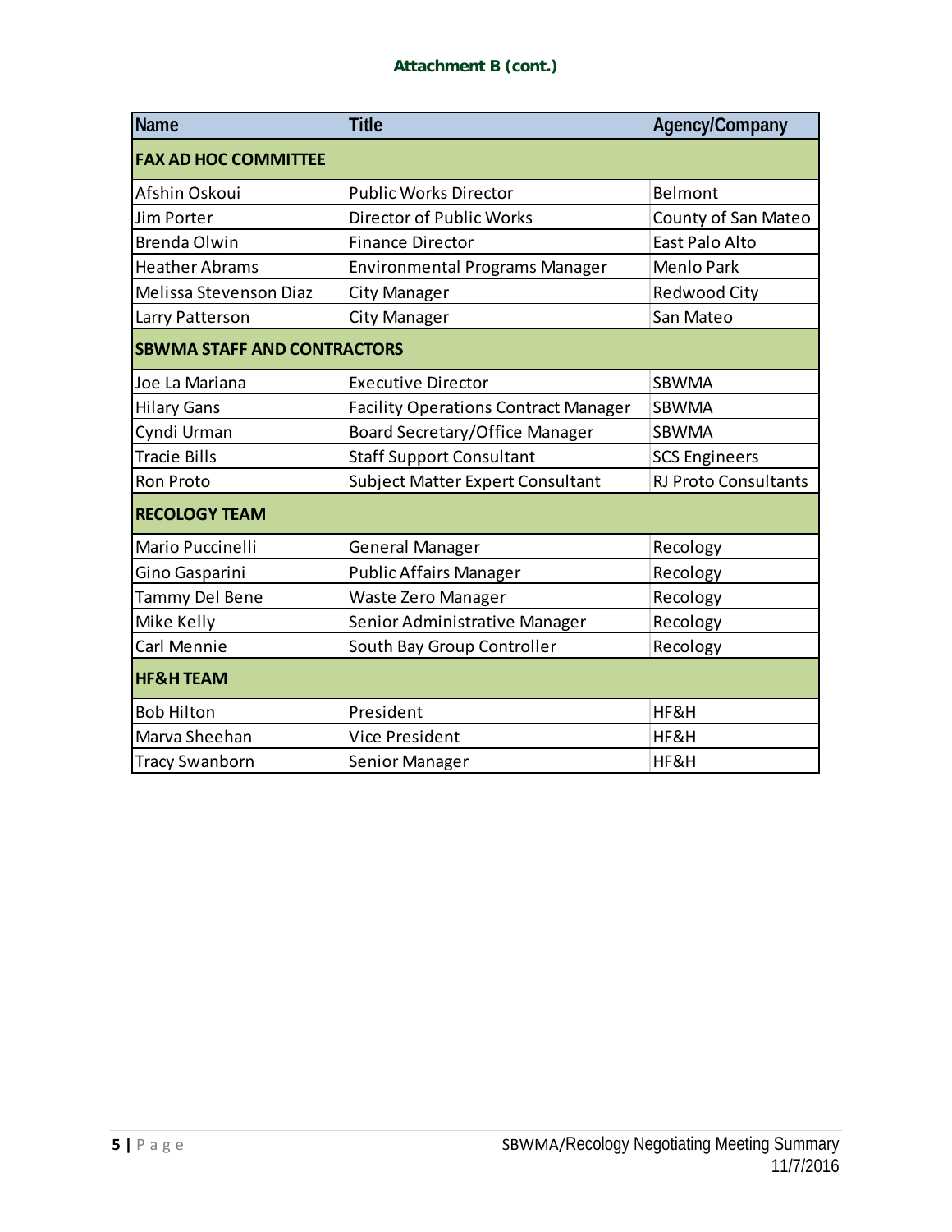**Attachment B (cont.)**

| Name | Title | Agency/Company |
| --- | --- | --- |
| **FAX AD HOC COMMITTEE** | | |
| Afshin Oskoui | Public Works Director | Belmont |
| Jim Porter | Director of Public Works | County of San Mateo |
| Brenda Olwin | Finance Director | East Palo Alto |
| Heather Abrams | Environmental Programs Manager | Menlo Park |
| Melissa Stevenson Diaz | City Manager | Redwood City |
| Larry Patterson | City Manager | San Mateo |
| **SBWMA STAFF AND CONTRACTORS** | | |
| Joe La Mariana | Executive Director | SBWMA |
| Hilary Gans | Facility Operations Contract Manager | SBWMA |
| Cyndi Urman | Board Secretary/Office Manager | SBWMA |
| Tracie Bills | Staff Support Consultant | SCS Engineers |
| Ron Proto | Subject Matter Expert Consultant | RJ Proto Consultants |
| **RECOLOGY TEAM** | | |
| Mario Puccinelli | General Manager | Recology |
| Gino Gasparini | Public Affairs Manager | Recology |
| Tammy Del Bene | Waste Zero Manager | Recology |
| Mike Kelly | Senior Administrative Manager | Recology |
| Carl Mennie | South Bay Group Controller | Recology |
| **HF&H TEAM** | | |
| Bob Hilton | President | HF&H |
| Marva Sheehan | Vice President | HF&H |
| Tracy Swanborn | Senior Manager | HF&H |